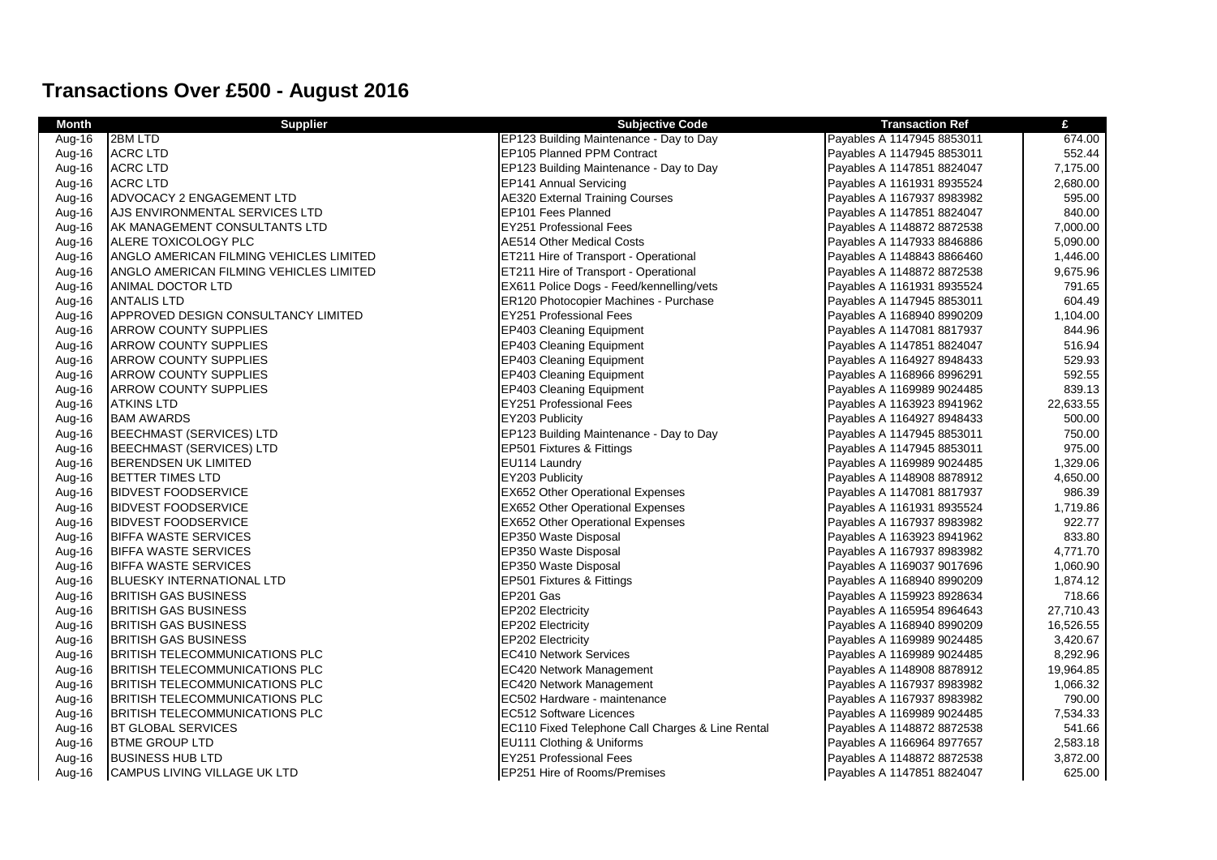# Transactions Over £500 - August 2016

| Month | Supplier | Subjective Code | Transaction Ref | £ |
|---|---|---|---|---|
| Aug-16 | 2BM LTD | EP123 Building Maintenance - Day to Day | Payables A 1147945 8853011 | 674.00 |
| Aug-16 | ACRC LTD | EP105 Planned PPM Contract | Payables A 1147945 8853011 | 552.44 |
| Aug-16 | ACRC LTD | EP123 Building Maintenance - Day to Day | Payables A 1147851 8824047 | 7,175.00 |
| Aug-16 | ACRC LTD | EP141 Annual Servicing | Payables A 1161931 8935524 | 2,680.00 |
| Aug-16 | ADVOCACY 2 ENGAGEMENT LTD | AE320 External Training Courses | Payables A 1167937 8983982 | 595.00 |
| Aug-16 | AJS ENVIRONMENTAL SERVICES LTD | EP101 Fees Planned | Payables A 1147851 8824047 | 840.00 |
| Aug-16 | AK MANAGEMENT CONSULTANTS LTD | EY251 Professional Fees | Payables A 1148872 8872538 | 7,000.00 |
| Aug-16 | ALERE TOXICOLOGY PLC | AE514 Other Medical Costs | Payables A 1147933 8846886 | 5,090.00 |
| Aug-16 | ANGLO AMERICAN FILMING VEHICLES LIMITED | ET211 Hire of Transport - Operational | Payables A 1148843 8866460 | 1,446.00 |
| Aug-16 | ANGLO AMERICAN FILMING VEHICLES LIMITED | ET211 Hire of Transport - Operational | Payables A 1148872 8872538 | 9,675.96 |
| Aug-16 | ANIMAL DOCTOR LTD | EX611 Police Dogs - Feed/kennelling/vets | Payables A 1161931 8935524 | 791.65 |
| Aug-16 | ANTALIS LTD | ER120 Photocopier Machines - Purchase | Payables A 1147945 8853011 | 604.49 |
| Aug-16 | APPROVED DESIGN CONSULTANCY LIMITED | EY251 Professional Fees | Payables A 1168940 8990209 | 1,104.00 |
| Aug-16 | ARROW COUNTY SUPPLIES | EP403 Cleaning Equipment | Payables A 1147081 8817937 | 844.96 |
| Aug-16 | ARROW COUNTY SUPPLIES | EP403 Cleaning Equipment | Payables A 1147851 8824047 | 516.94 |
| Aug-16 | ARROW COUNTY SUPPLIES | EP403 Cleaning Equipment | Payables A 1164927 8948433 | 529.93 |
| Aug-16 | ARROW COUNTY SUPPLIES | EP403 Cleaning Equipment | Payables A 1168966 8996291 | 592.55 |
| Aug-16 | ARROW COUNTY SUPPLIES | EP403 Cleaning Equipment | Payables A 1169989 9024485 | 839.13 |
| Aug-16 | ATKINS LTD | EY251 Professional Fees | Payables A 1163923 8941962 | 22,633.55 |
| Aug-16 | BAM AWARDS | EY203 Publicity | Payables A 1164927 8948433 | 500.00 |
| Aug-16 | BEECHMAST (SERVICES) LTD | EP123 Building Maintenance - Day to Day | Payables A 1147945 8853011 | 750.00 |
| Aug-16 | BEECHMAST (SERVICES) LTD | EP501 Fixtures & Fittings | Payables A 1147945 8853011 | 975.00 |
| Aug-16 | BERENDSEN UK LIMITED | EU114 Laundry | Payables A 1169989 9024485 | 1,329.06 |
| Aug-16 | BETTER TIMES LTD | EY203 Publicity | Payables A 1148908 8878912 | 4,650.00 |
| Aug-16 | BIDVEST FOODSERVICE | EX652 Other Operational Expenses | Payables A 1147081 8817937 | 986.39 |
| Aug-16 | BIDVEST FOODSERVICE | EX652 Other Operational Expenses | Payables A 1161931 8935524 | 1,719.86 |
| Aug-16 | BIDVEST FOODSERVICE | EX652 Other Operational Expenses | Payables A 1167937 8983982 | 922.77 |
| Aug-16 | BIFFA WASTE SERVICES | EP350 Waste Disposal | Payables A 1163923 8941962 | 833.80 |
| Aug-16 | BIFFA WASTE SERVICES | EP350 Waste Disposal | Payables A 1167937 8983982 | 4,771.70 |
| Aug-16 | BIFFA WASTE SERVICES | EP350 Waste Disposal | Payables A 1169037 9017696 | 1,060.90 |
| Aug-16 | BLUESKY INTERNATIONAL LTD | EP501 Fixtures & Fittings | Payables A 1168940 8990209 | 1,874.12 |
| Aug-16 | BRITISH GAS BUSINESS | EP201 Gas | Payables A 1159923 8928634 | 718.66 |
| Aug-16 | BRITISH GAS BUSINESS | EP202 Electricity | Payables A 1165954 8964643 | 27,710.43 |
| Aug-16 | BRITISH GAS BUSINESS | EP202 Electricity | Payables A 1168940 8990209 | 16,526.55 |
| Aug-16 | BRITISH GAS BUSINESS | EP202 Electricity | Payables A 1169989 9024485 | 3,420.67 |
| Aug-16 | BRITISH TELECOMMUNICATIONS PLC | EC410 Network Services | Payables A 1169989 9024485 | 8,292.96 |
| Aug-16 | BRITISH TELECOMMUNICATIONS PLC | EC420 Network Management | Payables A 1148908 8878912 | 19,964.85 |
| Aug-16 | BRITISH TELECOMMUNICATIONS PLC | EC420 Network Management | Payables A 1167937 8983982 | 1,066.32 |
| Aug-16 | BRITISH TELECOMMUNICATIONS PLC | EC502 Hardware - maintenance | Payables A 1167937 8983982 | 790.00 |
| Aug-16 | BRITISH TELECOMMUNICATIONS PLC | EC512 Software Licences | Payables A 1169989 9024485 | 7,534.33 |
| Aug-16 | BT GLOBAL SERVICES | EC110 Fixed Telephone Call Charges & Line Rental | Payables A 1148872 8872538 | 541.66 |
| Aug-16 | BTME GROUP LTD | EU111 Clothing & Uniforms | Payables A 1166964 8977657 | 2,583.18 |
| Aug-16 | BUSINESS HUB LTD | EY251 Professional Fees | Payables A 1148872 8872538 | 3,872.00 |
| Aug-16 | CAMPUS LIVING VILLAGE UK LTD | EP251 Hire of Rooms/Premises | Payables A 1147851 8824047 | 625.00 |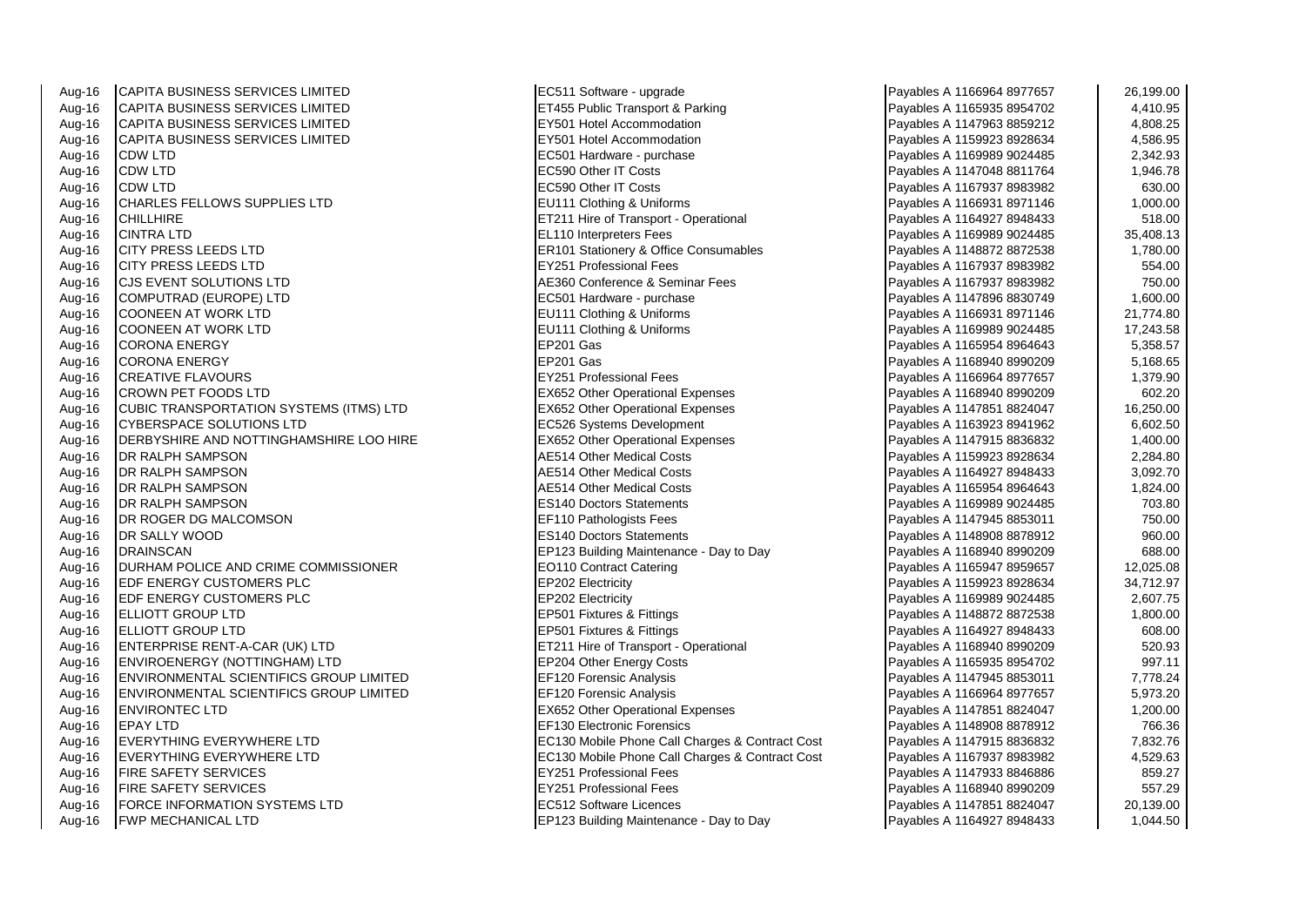| | | | | |
|---|---|---|---|---|
| Aug-16 | CAPITA BUSINESS SERVICES LIMITED | EC511 Software - upgrade | Payables A 1166964 8977657 | 26,199.00 |
| Aug-16 | CAPITA BUSINESS SERVICES LIMITED | ET455 Public Transport & Parking | Payables A 1165935 8954702 | 4,410.95 |
| Aug-16 | CAPITA BUSINESS SERVICES LIMITED | EY501 Hotel Accommodation | Payables A 1147963 8859212 | 4,808.25 |
| Aug-16 | CAPITA BUSINESS SERVICES LIMITED | EY501 Hotel Accommodation | Payables A 1159923 8928634 | 4,586.95 |
| Aug-16 | CDW LTD | EC501 Hardware - purchase | Payables A 1169989 9024485 | 2,342.93 |
| Aug-16 | CDW LTD | EC590 Other IT Costs | Payables A 1147048 8811764 | 1,946.78 |
| Aug-16 | CDW LTD | EC590 Other IT Costs | Payables A 1167937 8983982 | 630.00 |
| Aug-16 | CHARLES FELLOWS SUPPLIES LTD | EU111 Clothing & Uniforms | Payables A 1166931 8971146 | 1,000.00 |
| Aug-16 | CHILLHIRE | ET211 Hire of Transport - Operational | Payables A 1164927 8948433 | 518.00 |
| Aug-16 | CINTRA LTD | EL110 Interpreters Fees | Payables A 1169989 9024485 | 35,408.13 |
| Aug-16 | CITY PRESS LEEDS LTD | ER101 Stationery & Office Consumables | Payables A 1148872 8872538 | 1,780.00 |
| Aug-16 | CITY PRESS LEEDS LTD | EY251 Professional Fees | Payables A 1167937 8983982 | 554.00 |
| Aug-16 | CJS EVENT SOLUTIONS LTD | AE360 Conference & Seminar Fees | Payables A 1167937 8983982 | 750.00 |
| Aug-16 | COMPUTRAD (EUROPE) LTD | EC501 Hardware - purchase | Payables A 1147896 8830749 | 1,600.00 |
| Aug-16 | COONEEN AT WORK LTD | EU111 Clothing & Uniforms | Payables A 1166931 8971146 | 21,774.80 |
| Aug-16 | COONEEN AT WORK LTD | EU111 Clothing & Uniforms | Payables A 1169989 9024485 | 17,243.58 |
| Aug-16 | CORONA ENERGY | EP201 Gas | Payables A 1165954 8964643 | 5,358.57 |
| Aug-16 | CORONA ENERGY | EP201 Gas | Payables A 1168940 8990209 | 5,168.65 |
| Aug-16 | CREATIVE FLAVOURS | EY251 Professional Fees | Payables A 1166964 8977657 | 1,379.90 |
| Aug-16 | CROWN PET FOODS LTD | EX652 Other Operational Expenses | Payables A 1168940 8990209 | 602.20 |
| Aug-16 | CUBIC TRANSPORTATION SYSTEMS (ITMS) LTD | EX652 Other Operational Expenses | Payables A 1147851 8824047 | 16,250.00 |
| Aug-16 | CYBERSPACE SOLUTIONS LTD | EC526 Systems Development | Payables A 1163923 8941962 | 6,602.50 |
| Aug-16 | DERBYSHIRE AND NOTTINGHAMSHIRE LOO HIRE | EX652 Other Operational Expenses | Payables A 1147915 8836832 | 1,400.00 |
| Aug-16 | DR RALPH SAMPSON | AE514 Other Medical Costs | Payables A 1159923 8928634 | 2,284.80 |
| Aug-16 | DR RALPH SAMPSON | AE514 Other Medical Costs | Payables A 1164927 8948433 | 3,092.70 |
| Aug-16 | DR RALPH SAMPSON | AE514 Other Medical Costs | Payables A 1165954 8964643 | 1,824.00 |
| Aug-16 | DR RALPH SAMPSON | ES140 Doctors Statements | Payables A 1169989 9024485 | 703.80 |
| Aug-16 | DR ROGER DG MALCOMSON | EF110 Pathologists Fees | Payables A 1147945 8853011 | 750.00 |
| Aug-16 | DR SALLY WOOD | ES140 Doctors Statements | Payables A 1148908 8878912 | 960.00 |
| Aug-16 | DRAINSCAN | EP123 Building Maintenance - Day to Day | Payables A 1168940 8990209 | 688.00 |
| Aug-16 | DURHAM POLICE AND CRIME COMMISSIONER | EO110 Contract Catering | Payables A 1165947 8959657 | 12,025.08 |
| Aug-16 | EDF ENERGY CUSTOMERS PLC | EP202 Electricity | Payables A 1159923 8928634 | 34,712.97 |
| Aug-16 | EDF ENERGY CUSTOMERS PLC | EP202 Electricity | Payables A 1169989 9024485 | 2,607.75 |
| Aug-16 | ELLIOTT GROUP LTD | EP501 Fixtures & Fittings | Payables A 1148872 8872538 | 1,800.00 |
| Aug-16 | ELLIOTT GROUP LTD | EP501 Fixtures & Fittings | Payables A 1164927 8948433 | 608.00 |
| Aug-16 | ENTERPRISE RENT-A-CAR (UK) LTD | ET211 Hire of Transport - Operational | Payables A 1168940 8990209 | 520.93 |
| Aug-16 | ENVIROENERGY (NOTTINGHAM) LTD | EP204 Other Energy Costs | Payables A 1165935 8954702 | 997.11 |
| Aug-16 | ENVIRONMENTAL SCIENTIFICS GROUP LIMITED | EF120 Forensic Analysis | Payables A 1147945 8853011 | 7,778.24 |
| Aug-16 | ENVIRONMENTAL SCIENTIFICS GROUP LIMITED | EF120 Forensic Analysis | Payables A 1166964 8977657 | 5,973.20 |
| Aug-16 | ENVIRONTEC LTD | EX652 Other Operational Expenses | Payables A 1147851 8824047 | 1,200.00 |
| Aug-16 | EPAY LTD | EF130 Electronic Forensics | Payables A 1148908 8878912 | 766.36 |
| Aug-16 | EVERYTHING EVERYWHERE LTD | EC130 Mobile Phone Call Charges & Contract Cost | Payables A 1147915 8836832 | 7,832.76 |
| Aug-16 | EVERYTHING EVERYWHERE LTD | EC130 Mobile Phone Call Charges & Contract Cost | Payables A 1167937 8983982 | 4,529.63 |
| Aug-16 | FIRE SAFETY SERVICES | EY251 Professional Fees | Payables A 1147933 8846886 | 859.27 |
| Aug-16 | FIRE SAFETY SERVICES | EY251 Professional Fees | Payables A 1168940 8990209 | 557.29 |
| Aug-16 | FORCE INFORMATION SYSTEMS LTD | EC512 Software Licences | Payables A 1147851 8824047 | 20,139.00 |
| Aug-16 | FWP MECHANICAL LTD | EP123 Building Maintenance - Day to Day | Payables A 1164927 8948433 | 1,044.50 |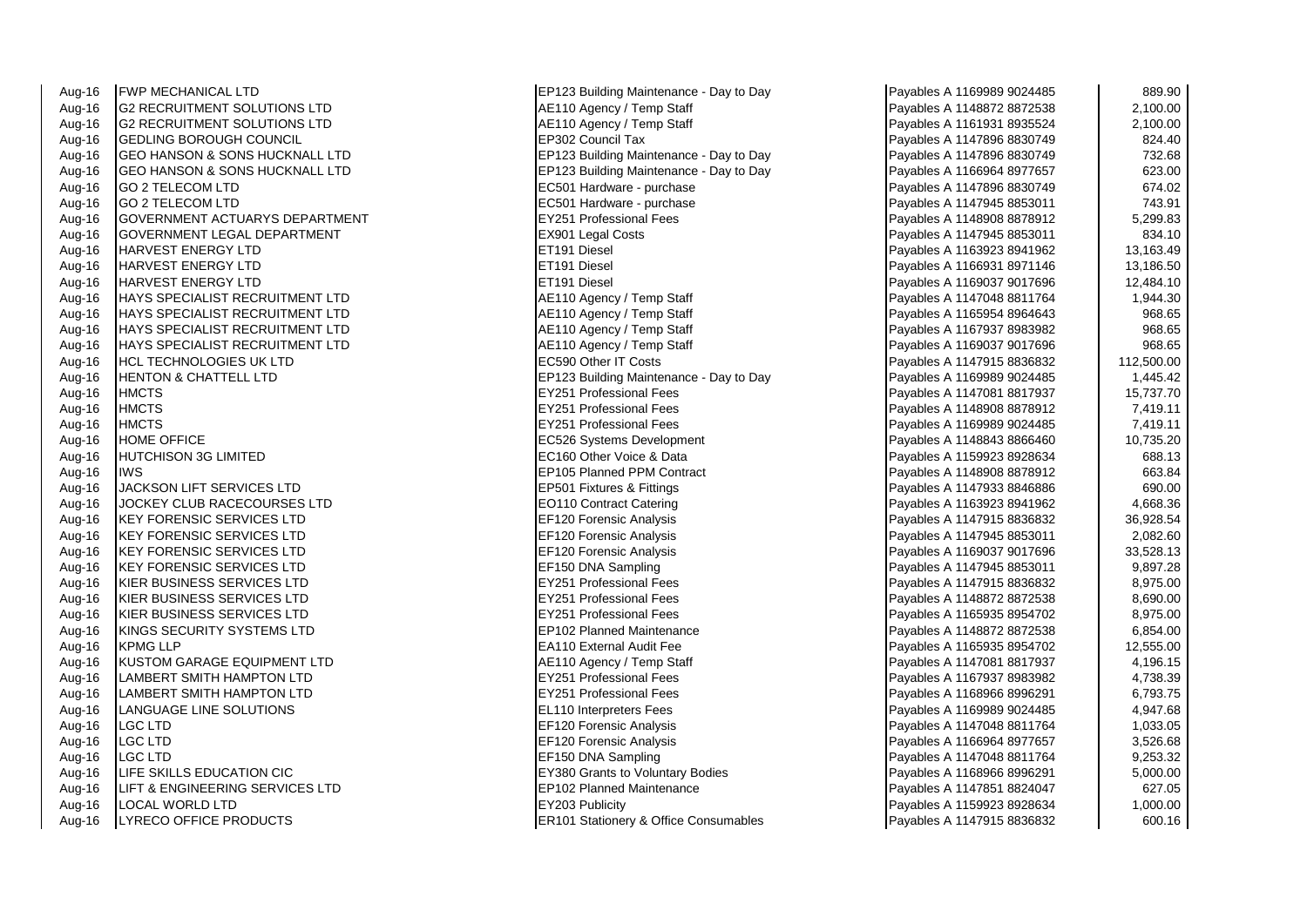| | | | | |
|---|---|---|---|---|
| Aug-16 | FWP MECHANICAL LTD | EP123 Building Maintenance - Day to Day | Payables A 1169989 9024485 | 889.90 |
| Aug-16 | G2 RECRUITMENT SOLUTIONS LTD | AE110 Agency / Temp Staff | Payables A 1148872 8872538 | 2,100.00 |
| Aug-16 | G2 RECRUITMENT SOLUTIONS LTD | AE110 Agency / Temp Staff | Payables A 1161931 8935524 | 2,100.00 |
| Aug-16 | GEDLING BOROUGH COUNCIL | EP302 Council Tax | Payables A 1147896 8830749 | 824.40 |
| Aug-16 | GEO HANSON & SONS HUCKNALL LTD | EP123 Building Maintenance - Day to Day | Payables A 1147896 8830749 | 732.68 |
| Aug-16 | GEO HANSON & SONS HUCKNALL LTD | EP123 Building Maintenance - Day to Day | Payables A 1166964 8977657 | 623.00 |
| Aug-16 | GO 2 TELECOM LTD | EC501 Hardware - purchase | Payables A 1147896 8830749 | 674.02 |
| Aug-16 | GO 2 TELECOM LTD | EC501 Hardware - purchase | Payables A 1147945 8853011 | 743.91 |
| Aug-16 | GOVERNMENT ACTUARYS DEPARTMENT | EY251 Professional Fees | Payables A 1148908 8878912 | 5,299.83 |
| Aug-16 | GOVERNMENT LEGAL DEPARTMENT | EX901 Legal Costs | Payables A 1147945 8853011 | 834.10 |
| Aug-16 | HARVEST ENERGY LTD | ET191 Diesel | Payables A 1163923 8941962 | 13,163.49 |
| Aug-16 | HARVEST ENERGY LTD | ET191 Diesel | Payables A 1166931 8971146 | 13,186.50 |
| Aug-16 | HARVEST ENERGY LTD | ET191 Diesel | Payables A 1169037 9017696 | 12,484.10 |
| Aug-16 | HAYS SPECIALIST RECRUITMENT LTD | AE110 Agency / Temp Staff | Payables A 1147048 8811764 | 1,944.30 |
| Aug-16 | HAYS SPECIALIST RECRUITMENT LTD | AE110 Agency / Temp Staff | Payables A 1165954 8964643 | 968.65 |
| Aug-16 | HAYS SPECIALIST RECRUITMENT LTD | AE110 Agency / Temp Staff | Payables A 1167937 8983982 | 968.65 |
| Aug-16 | HAYS SPECIALIST RECRUITMENT LTD | AE110 Agency / Temp Staff | Payables A 1169037 9017696 | 968.65 |
| Aug-16 | HCL TECHNOLOGIES UK LTD | EC590 Other IT Costs | Payables A 1147915 8836832 | 112,500.00 |
| Aug-16 | HENTON & CHATTELL LTD | EP123 Building Maintenance - Day to Day | Payables A 1169989 9024485 | 1,445.42 |
| Aug-16 | HMCTS | EY251 Professional Fees | Payables A 1147081 8817937 | 15,737.70 |
| Aug-16 | HMCTS | EY251 Professional Fees | Payables A 1148908 8878912 | 7,419.11 |
| Aug-16 | HMCTS | EY251 Professional Fees | Payables A 1169989 9024485 | 7,419.11 |
| Aug-16 | HOME OFFICE | EC526 Systems Development | Payables A 1148843 8866460 | 10,735.20 |
| Aug-16 | HUTCHISON 3G LIMITED | EC160 Other Voice & Data | Payables A 1159923 8928634 | 688.13 |
| Aug-16 | IWS | EP105 Planned PPM Contract | Payables A 1148908 8878912 | 663.84 |
| Aug-16 | JACKSON LIFT SERVICES LTD | EP501 Fixtures & Fittings | Payables A 1147933 8846886 | 690.00 |
| Aug-16 | JOCKEY CLUB RACECOURSES LTD | EO110 Contract Catering | Payables A 1163923 8941962 | 4,668.36 |
| Aug-16 | KEY FORENSIC SERVICES LTD | EF120 Forensic Analysis | Payables A 1147915 8836832 | 36,928.54 |
| Aug-16 | KEY FORENSIC SERVICES LTD | EF120 Forensic Analysis | Payables A 1147945 8853011 | 2,082.60 |
| Aug-16 | KEY FORENSIC SERVICES LTD | EF120 Forensic Analysis | Payables A 1169037 9017696 | 33,528.13 |
| Aug-16 | KEY FORENSIC SERVICES LTD | EF150 DNA Sampling | Payables A 1147945 8853011 | 9,897.28 |
| Aug-16 | KIER BUSINESS SERVICES LTD | EY251 Professional Fees | Payables A 1147915 8836832 | 8,975.00 |
| Aug-16 | KIER BUSINESS SERVICES LTD | EY251 Professional Fees | Payables A 1148872 8872538 | 8,690.00 |
| Aug-16 | KIER BUSINESS SERVICES LTD | EY251 Professional Fees | Payables A 1165935 8954702 | 8,975.00 |
| Aug-16 | KINGS SECURITY SYSTEMS LTD | EP102 Planned Maintenance | Payables A 1148872 8872538 | 6,854.00 |
| Aug-16 | KPMG LLP | EA110 External Audit Fee | Payables A 1165935 8954702 | 12,555.00 |
| Aug-16 | KUSTOM GARAGE EQUIPMENT LTD | AE110 Agency / Temp Staff | Payables A 1147081 8817937 | 4,196.15 |
| Aug-16 | LAMBERT SMITH HAMPTON LTD | EY251 Professional Fees | Payables A 1167937 8983982 | 4,738.39 |
| Aug-16 | LAMBERT SMITH HAMPTON LTD | EY251 Professional Fees | Payables A 1168966 8996291 | 6,793.75 |
| Aug-16 | LANGUAGE LINE SOLUTIONS | EL110 Interpreters Fees | Payables A 1169989 9024485 | 4,947.68 |
| Aug-16 | LGC LTD | EF120 Forensic Analysis | Payables A 1147048 8811764 | 1,033.05 |
| Aug-16 | LGC LTD | EF120 Forensic Analysis | Payables A 1166964 8977657 | 3,526.68 |
| Aug-16 | LGC LTD | EF150 DNA Sampling | Payables A 1147048 8811764 | 9,253.32 |
| Aug-16 | LIFE SKILLS EDUCATION CIC | EY380 Grants to Voluntary Bodies | Payables A 1168966 8996291 | 5,000.00 |
| Aug-16 | LIFT & ENGINEERING SERVICES LTD | EP102 Planned Maintenance | Payables A 1147851 8824047 | 627.05 |
| Aug-16 | LOCAL WORLD LTD | EY203 Publicity | Payables A 1159923 8928634 | 1,000.00 |
| Aug-16 | LYRECO OFFICE PRODUCTS | ER101 Stationery & Office Consumables | Payables A 1147915 8836832 | 600.16 |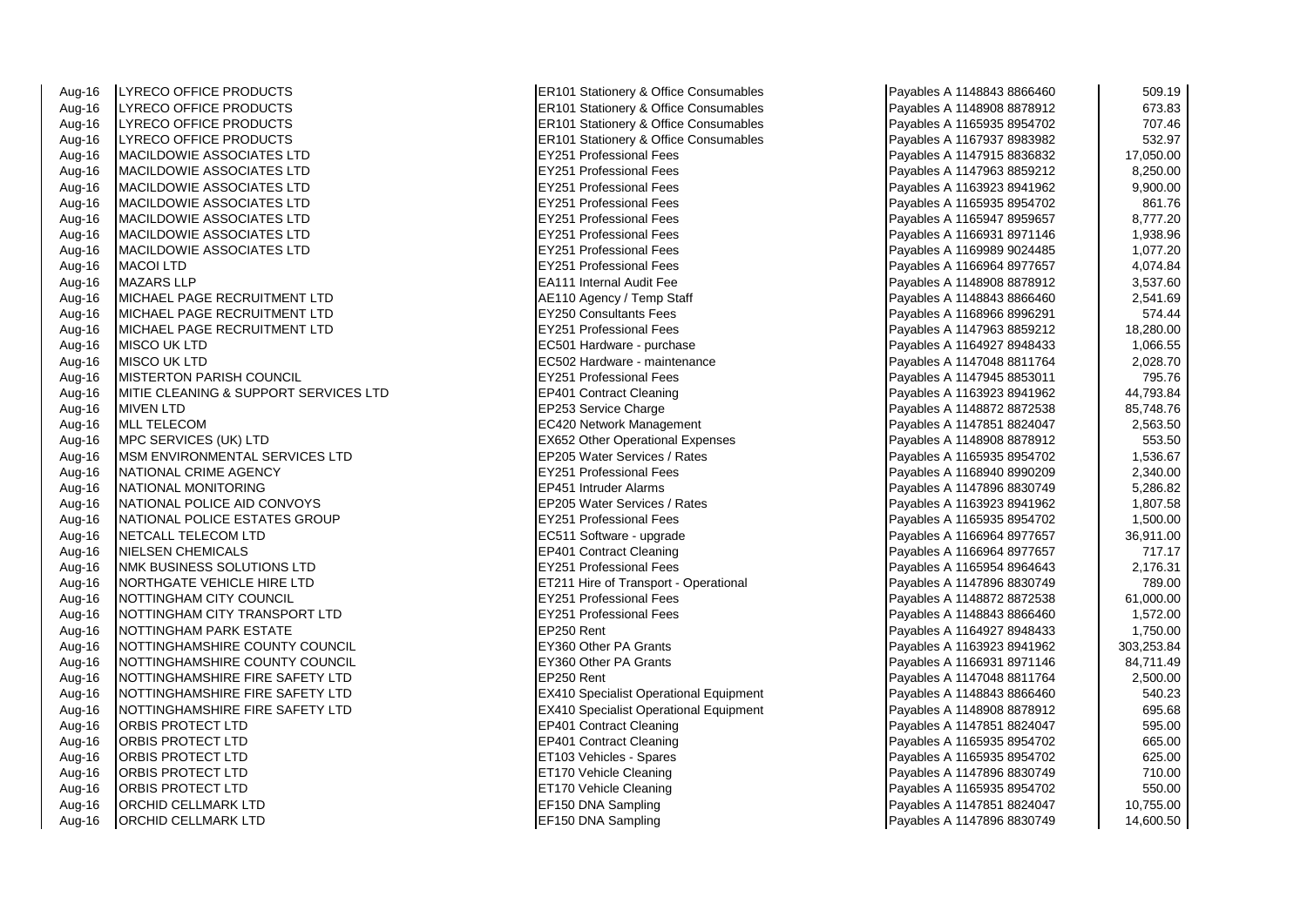| | | | | |
|---|---|---|---|---|
| Aug-16 | LYRECO OFFICE PRODUCTS | ER101 Stationery & Office Consumables | Payables A 1148843 8866460 | 509.19 |
| Aug-16 | LYRECO OFFICE PRODUCTS | ER101 Stationery & Office Consumables | Payables A 1148908 8878912 | 673.83 |
| Aug-16 | LYRECO OFFICE PRODUCTS | ER101 Stationery & Office Consumables | Payables A 1165935 8954702 | 707.46 |
| Aug-16 | LYRECO OFFICE PRODUCTS | ER101 Stationery & Office Consumables | Payables A 1167937 8983982 | 532.97 |
| Aug-16 | MACILDOWIE ASSOCIATES LTD | EY251 Professional Fees | Payables A 1147915 8836832 | 17,050.00 |
| Aug-16 | MACILDOWIE ASSOCIATES LTD | EY251 Professional Fees | Payables A 1147963 8859212 | 8,250.00 |
| Aug-16 | MACILDOWIE ASSOCIATES LTD | EY251 Professional Fees | Payables A 1163923 8941962 | 9,900.00 |
| Aug-16 | MACILDOWIE ASSOCIATES LTD | EY251 Professional Fees | Payables A 1165935 8954702 | 861.76 |
| Aug-16 | MACILDOWIE ASSOCIATES LTD | EY251 Professional Fees | Payables A 1165947 8959657 | 8,777.20 |
| Aug-16 | MACILDOWIE ASSOCIATES LTD | EY251 Professional Fees | Payables A 1166931 8971146 | 1,938.96 |
| Aug-16 | MACILDOWIE ASSOCIATES LTD | EY251 Professional Fees | Payables A 1169989 9024485 | 1,077.20 |
| Aug-16 | MACOI LTD | EY251 Professional Fees | Payables A 1166964 8977657 | 4,074.84 |
| Aug-16 | MAZARS LLP | EA111 Internal Audit Fee | Payables A 1148908 8878912 | 3,537.60 |
| Aug-16 | MICHAEL PAGE RECRUITMENT LTD | AE110 Agency / Temp Staff | Payables A 1148843 8866460 | 2,541.69 |
| Aug-16 | MICHAEL PAGE RECRUITMENT LTD | EY250 Consultants Fees | Payables A 1168966 8996291 | 574.44 |
| Aug-16 | MICHAEL PAGE RECRUITMENT LTD | EY251 Professional Fees | Payables A 1147963 8859212 | 18,280.00 |
| Aug-16 | MISCO UK LTD | EC501 Hardware - purchase | Payables A 1164927 8948433 | 1,066.55 |
| Aug-16 | MISCO UK LTD | EC502 Hardware - maintenance | Payables A 1147048 8811764 | 2,028.70 |
| Aug-16 | MISTERTON PARISH COUNCIL | EY251 Professional Fees | Payables A 1147945 8853011 | 795.76 |
| Aug-16 | MITIE CLEANING & SUPPORT SERVICES LTD | EP401 Contract Cleaning | Payables A 1163923 8941962 | 44,793.84 |
| Aug-16 | MIVEN LTD | EP253 Service Charge | Payables A 1148872 8872538 | 85,748.76 |
| Aug-16 | MLL TELECOM | EC420 Network Management | Payables A 1147851 8824047 | 2,563.50 |
| Aug-16 | MPC SERVICES (UK) LTD | EX652 Other Operational Expenses | Payables A 1148908 8878912 | 553.50 |
| Aug-16 | MSM ENVIRONMENTAL SERVICES LTD | EP205 Water Services / Rates | Payables A 1165935 8954702 | 1,536.67 |
| Aug-16 | NATIONAL CRIME AGENCY | EY251 Professional Fees | Payables A 1168940 8990209 | 2,340.00 |
| Aug-16 | NATIONAL MONITORING | EP451 Intruder Alarms | Payables A 1147896 8830749 | 5,286.82 |
| Aug-16 | NATIONAL POLICE AID CONVOYS | EP205 Water Services / Rates | Payables A 1163923 8941962 | 1,807.58 |
| Aug-16 | NATIONAL POLICE ESTATES GROUP | EY251 Professional Fees | Payables A 1165935 8954702 | 1,500.00 |
| Aug-16 | NETCALL TELECOM LTD | EC511 Software - upgrade | Payables A 1166964 8977657 | 36,911.00 |
| Aug-16 | NIELSEN CHEMICALS | EP401 Contract Cleaning | Payables A 1166964 8977657 | 717.17 |
| Aug-16 | NMK BUSINESS SOLUTIONS LTD | EY251 Professional Fees | Payables A 1165954 8964643 | 2,176.31 |
| Aug-16 | NORTHGATE VEHICLE HIRE LTD | ET211 Hire of Transport - Operational | Payables A 1147896 8830749 | 789.00 |
| Aug-16 | NOTTINGHAM CITY COUNCIL | EY251 Professional Fees | Payables A 1148872 8872538 | 61,000.00 |
| Aug-16 | NOTTINGHAM CITY TRANSPORT LTD | EY251 Professional Fees | Payables A 1148843 8866460 | 1,572.00 |
| Aug-16 | NOTTINGHAM PARK ESTATE | EP250 Rent | Payables A 1164927 8948433 | 1,750.00 |
| Aug-16 | NOTTINGHAMSHIRE COUNTY COUNCIL | EY360 Other PA Grants | Payables A 1163923 8941962 | 303,253.84 |
| Aug-16 | NOTTINGHAMSHIRE COUNTY COUNCIL | EY360 Other PA Grants | Payables A 1166931 8971146 | 84,711.49 |
| Aug-16 | NOTTINGHAMSHIRE FIRE SAFETY LTD | EP250 Rent | Payables A 1147048 8811764 | 2,500.00 |
| Aug-16 | NOTTINGHAMSHIRE FIRE SAFETY LTD | EX410 Specialist Operational Equipment | Payables A 1148843 8866460 | 540.23 |
| Aug-16 | NOTTINGHAMSHIRE FIRE SAFETY LTD | EX410 Specialist Operational Equipment | Payables A 1148908 8878912 | 695.68 |
| Aug-16 | ORBIS PROTECT LTD | EP401 Contract Cleaning | Payables A 1147851 8824047 | 595.00 |
| Aug-16 | ORBIS PROTECT LTD | EP401 Contract Cleaning | Payables A 1165935 8954702 | 665.00 |
| Aug-16 | ORBIS PROTECT LTD | ET103 Vehicles - Spares | Payables A 1165935 8954702 | 625.00 |
| Aug-16 | ORBIS PROTECT LTD | ET170 Vehicle Cleaning | Payables A 1147896 8830749 | 710.00 |
| Aug-16 | ORBIS PROTECT LTD | ET170 Vehicle Cleaning | Payables A 1165935 8954702 | 550.00 |
| Aug-16 | ORCHID CELLMARK LTD | EF150 DNA Sampling | Payables A 1147851 8824047 | 10,755.00 |
| Aug-16 | ORCHID CELLMARK LTD | EF150 DNA Sampling | Payables A 1147896 8830749 | 14,600.50 |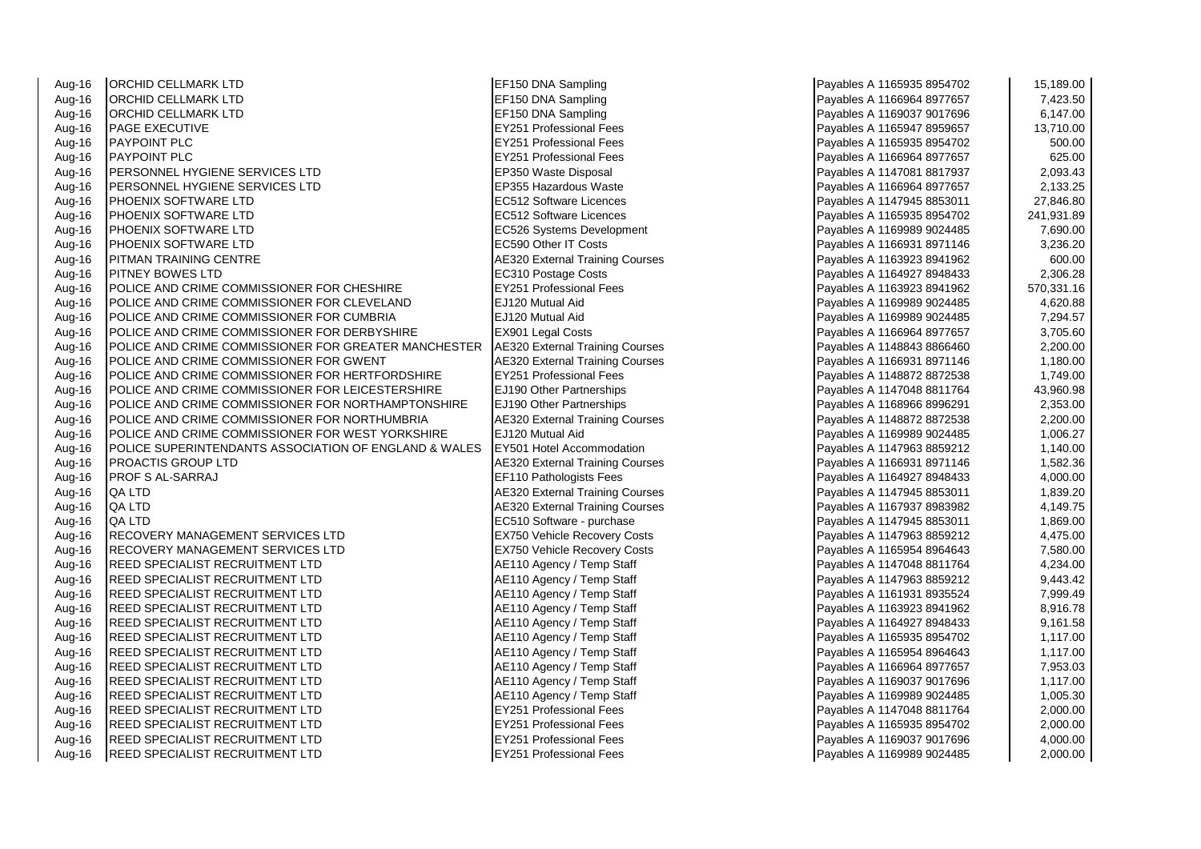| | | | | |
|---|---|---|---|---|
| Aug-16 | ORCHID CELLMARK LTD | EF150 DNA Sampling | Payables A 1165935 8954702 | 15,189.00 |
| Aug-16 | ORCHID CELLMARK LTD | EF150 DNA Sampling | Payables A 1166964 8977657 | 7,423.50 |
| Aug-16 | ORCHID CELLMARK LTD | EF150 DNA Sampling | Payables A 1169037 9017696 | 6,147.00 |
| Aug-16 | PAGE EXECUTIVE | EY251 Professional Fees | Payables A 1165947 8959657 | 13,710.00 |
| Aug-16 | PAYPOINT PLC | EY251 Professional Fees | Payables A 1165935 8954702 | 500.00 |
| Aug-16 | PAYPOINT PLC | EY251 Professional Fees | Payables A 1166964 8977657 | 625.00 |
| Aug-16 | PERSONNEL HYGIENE SERVICES LTD | EP350 Waste Disposal | Payables A 1147081 8817937 | 2,093.43 |
| Aug-16 | PERSONNEL HYGIENE SERVICES LTD | EP355 Hazardous Waste | Payables A 1166964 8977657 | 2,133.25 |
| Aug-16 | PHOENIX SOFTWARE LTD | EC512 Software Licences | Payables A 1147945 8853011 | 27,846.80 |
| Aug-16 | PHOENIX SOFTWARE LTD | EC512 Software Licences | Payables A 1165935 8954702 | 241,931.89 |
| Aug-16 | PHOENIX SOFTWARE LTD | EC526 Systems Development | Payables A 1169989 9024485 | 7,690.00 |
| Aug-16 | PHOENIX SOFTWARE LTD | EC590 Other IT Costs | Payables A 1166931 8971146 | 3,236.20 |
| Aug-16 | PITMAN TRAINING CENTRE | AE320 External Training Courses | Payables A 1163923 8941962 | 600.00 |
| Aug-16 | PITNEY BOWES LTD | EC310 Postage Costs | Payables A 1164927 8948433 | 2,306.28 |
| Aug-16 | POLICE AND CRIME COMMISSIONER FOR CHESHIRE | EY251 Professional Fees | Payables A 1163923 8941962 | 570,331.16 |
| Aug-16 | POLICE AND CRIME COMMISSIONER FOR CLEVELAND | EJ120 Mutual Aid | Payables A 1169989 9024485 | 4,620.88 |
| Aug-16 | POLICE AND CRIME COMMISSIONER FOR CUMBRIA | EJ120 Mutual Aid | Payables A 1169989 9024485 | 7,294.57 |
| Aug-16 | POLICE AND CRIME COMMISSIONER FOR DERBYSHIRE | EX901 Legal Costs | Payables A 1166964 8977657 | 3,705.60 |
| Aug-16 | POLICE AND CRIME COMMISSIONER FOR GREATER MANCHESTER | AE320 External Training Courses | Payables A 1148843 8866460 | 2,200.00 |
| Aug-16 | POLICE AND CRIME COMMISSIONER FOR GWENT | AE320 External Training Courses | Payables A 1166931 8971146 | 1,180.00 |
| Aug-16 | POLICE AND CRIME COMMISSIONER FOR HERTFORDSHIRE | EY251 Professional Fees | Payables A 1148872 8872538 | 1,749.00 |
| Aug-16 | POLICE AND CRIME COMMISSIONER FOR LEICESTERSHIRE | EJ190 Other Partnerships | Payables A 1147048 8811764 | 43,960.98 |
| Aug-16 | POLICE AND CRIME COMMISSIONER FOR NORTHAMPTONSHIRE | EJ190 Other Partnerships | Payables A 1168966 8996291 | 2,353.00 |
| Aug-16 | POLICE AND CRIME COMMISSIONER FOR NORTHUMBRIA | AE320 External Training Courses | Payables A 1148872 8872538 | 2,200.00 |
| Aug-16 | POLICE AND CRIME COMMISSIONER FOR WEST YORKSHIRE | EJ120 Mutual Aid | Payables A 1169989 9024485 | 1,006.27 |
| Aug-16 | POLICE SUPERINTENDANTS ASSOCIATION OF ENGLAND & WALES | EY501 Hotel Accommodation | Payables A 1147963 8859212 | 1,140.00 |
| Aug-16 | PROACTIS GROUP LTD | AE320 External Training Courses | Payables A 1166931 8971146 | 1,582.36 |
| Aug-16 | PROF S AL-SARRAJ | EF110 Pathologists Fees | Payables A 1164927 8948433 | 4,000.00 |
| Aug-16 | QA LTD | AE320 External Training Courses | Payables A 1147945 8853011 | 1,839.20 |
| Aug-16 | QA LTD | AE320 External Training Courses | Payables A 1167937 8983982 | 4,149.75 |
| Aug-16 | QA LTD | EC510 Software - purchase | Payables A 1147945 8853011 | 1,869.00 |
| Aug-16 | RECOVERY MANAGEMENT SERVICES LTD | EX750 Vehicle Recovery Costs | Payables A 1147963 8859212 | 4,475.00 |
| Aug-16 | RECOVERY MANAGEMENT SERVICES LTD | EX750 Vehicle Recovery Costs | Payables A 1165954 8964643 | 7,580.00 |
| Aug-16 | REED SPECIALIST RECRUITMENT LTD | AE110 Agency / Temp Staff | Payables A 1147048 8811764 | 4,234.00 |
| Aug-16 | REED SPECIALIST RECRUITMENT LTD | AE110 Agency / Temp Staff | Payables A 1147963 8859212 | 9,443.42 |
| Aug-16 | REED SPECIALIST RECRUITMENT LTD | AE110 Agency / Temp Staff | Payables A 1161931 8935524 | 7,999.49 |
| Aug-16 | REED SPECIALIST RECRUITMENT LTD | AE110 Agency / Temp Staff | Payables A 1163923 8941962 | 8,916.78 |
| Aug-16 | REED SPECIALIST RECRUITMENT LTD | AE110 Agency / Temp Staff | Payables A 1164927 8948433 | 9,161.58 |
| Aug-16 | REED SPECIALIST RECRUITMENT LTD | AE110 Agency / Temp Staff | Payables A 1165935 8954702 | 1,117.00 |
| Aug-16 | REED SPECIALIST RECRUITMENT LTD | AE110 Agency / Temp Staff | Payables A 1165954 8964643 | 1,117.00 |
| Aug-16 | REED SPECIALIST RECRUITMENT LTD | AE110 Agency / Temp Staff | Payables A 1166964 8977657 | 7,953.03 |
| Aug-16 | REED SPECIALIST RECRUITMENT LTD | AE110 Agency / Temp Staff | Payables A 1169037 9017696 | 1,117.00 |
| Aug-16 | REED SPECIALIST RECRUITMENT LTD | AE110 Agency / Temp Staff | Payables A 1169989 9024485 | 1,005.30 |
| Aug-16 | REED SPECIALIST RECRUITMENT LTD | EY251 Professional Fees | Payables A 1147048 8811764 | 2,000.00 |
| Aug-16 | REED SPECIALIST RECRUITMENT LTD | EY251 Professional Fees | Payables A 1165935 8954702 | 2,000.00 |
| Aug-16 | REED SPECIALIST RECRUITMENT LTD | EY251 Professional Fees | Payables A 1169037 9017696 | 4,000.00 |
| Aug-16 | REED SPECIALIST RECRUITMENT LTD | EY251 Professional Fees | Payables A 1169989 9024485 | 2,000.00 |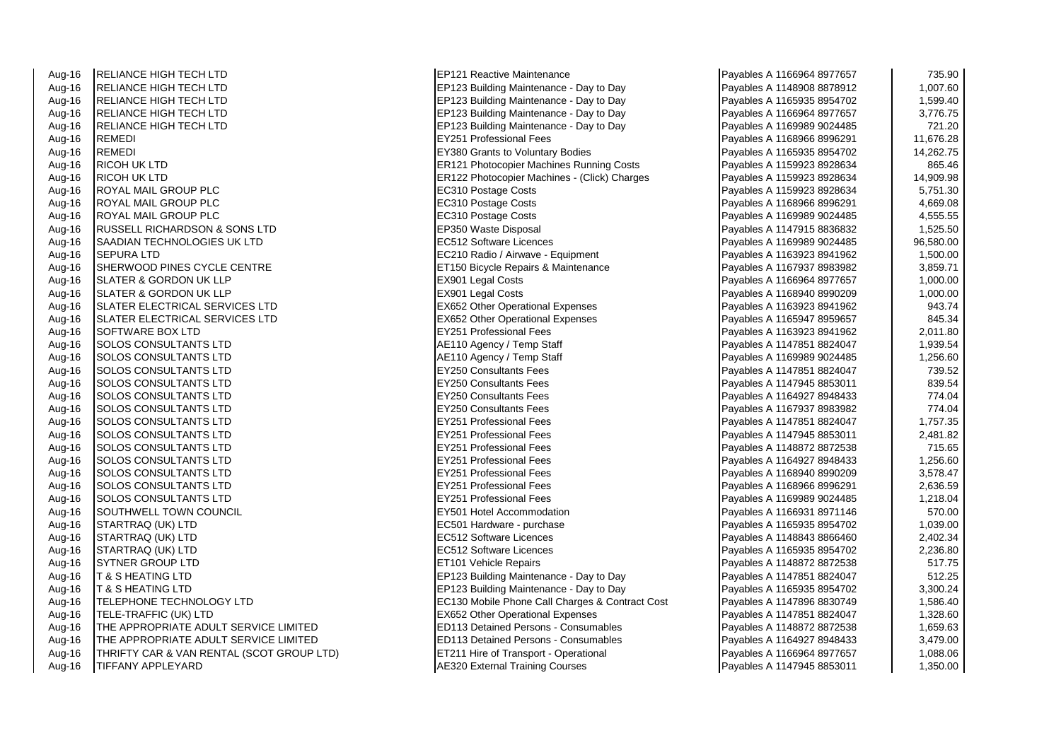| | | | | |
|---|---|---|---|---|
| Aug-16 | RELIANCE HIGH TECH LTD | EP121 Reactive Maintenance | Payables A 1166964 8977657 | 735.90 |
| Aug-16 | RELIANCE HIGH TECH LTD | EP123 Building Maintenance - Day to Day | Payables A 1148908 8878912 | 1,007.60 |
| Aug-16 | RELIANCE HIGH TECH LTD | EP123 Building Maintenance - Day to Day | Payables A 1165935 8954702 | 1,599.40 |
| Aug-16 | RELIANCE HIGH TECH LTD | EP123 Building Maintenance - Day to Day | Payables A 1166964 8977657 | 3,776.75 |
| Aug-16 | RELIANCE HIGH TECH LTD | EP123 Building Maintenance - Day to Day | Payables A 1169989 9024485 | 721.20 |
| Aug-16 | REMEDI | EY251 Professional Fees | Payables A 1168966 8996291 | 11,676.28 |
| Aug-16 | REMEDI | EY380 Grants to Voluntary Bodies | Payables A 1165935 8954702 | 14,262.75 |
| Aug-16 | RICOH UK LTD | ER121 Photocopier Machines Running Costs | Payables A 1159923 8928634 | 865.46 |
| Aug-16 | RICOH UK LTD | ER122 Photocopier Machines - (Click) Charges | Payables A 1159923 8928634 | 14,909.98 |
| Aug-16 | ROYAL MAIL GROUP PLC | EC310 Postage Costs | Payables A 1159923 8928634 | 5,751.30 |
| Aug-16 | ROYAL MAIL GROUP PLC | EC310 Postage Costs | Payables A 1168966 8996291 | 4,669.08 |
| Aug-16 | ROYAL MAIL GROUP PLC | EC310 Postage Costs | Payables A 1169989 9024485 | 4,555.55 |
| Aug-16 | RUSSELL RICHARDSON & SONS LTD | EP350 Waste Disposal | Payables A 1147915 8836832 | 1,525.50 |
| Aug-16 | SAADIAN TECHNOLOGIES UK LTD | EC512 Software Licences | Payables A 1169989 9024485 | 96,580.00 |
| Aug-16 | SEPURA LTD | EC210 Radio / Airwave - Equipment | Payables A 1163923 8941962 | 1,500.00 |
| Aug-16 | SHERWOOD PINES CYCLE CENTRE | ET150 Bicycle Repairs & Maintenance | Payables A 1167937 8983982 | 3,859.71 |
| Aug-16 | SLATER & GORDON UK LLP | EX901 Legal Costs | Payables A 1166964 8977657 | 1,000.00 |
| Aug-16 | SLATER & GORDON UK LLP | EX901 Legal Costs | Payables A 1168940 8990209 | 1,000.00 |
| Aug-16 | SLATER ELECTRICAL SERVICES LTD | EX652 Other Operational Expenses | Payables A 1163923 8941962 | 943.74 |
| Aug-16 | SLATER ELECTRICAL SERVICES LTD | EX652 Other Operational Expenses | Payables A 1165947 8959657 | 845.34 |
| Aug-16 | SOFTWARE BOX LTD | EY251 Professional Fees | Payables A 1163923 8941962 | 2,011.80 |
| Aug-16 | SOLOS CONSULTANTS LTD | AE110 Agency / Temp Staff | Payables A 1147851 8824047 | 1,939.54 |
| Aug-16 | SOLOS CONSULTANTS LTD | AE110 Agency / Temp Staff | Payables A 1169989 9024485 | 1,256.60 |
| Aug-16 | SOLOS CONSULTANTS LTD | EY250 Consultants Fees | Payables A 1147851 8824047 | 739.52 |
| Aug-16 | SOLOS CONSULTANTS LTD | EY250 Consultants Fees | Payables A 1147945 8853011 | 839.54 |
| Aug-16 | SOLOS CONSULTANTS LTD | EY250 Consultants Fees | Payables A 1164927 8948433 | 774.04 |
| Aug-16 | SOLOS CONSULTANTS LTD | EY250 Consultants Fees | Payables A 1167937 8983982 | 774.04 |
| Aug-16 | SOLOS CONSULTANTS LTD | EY251 Professional Fees | Payables A 1147851 8824047 | 1,757.35 |
| Aug-16 | SOLOS CONSULTANTS LTD | EY251 Professional Fees | Payables A 1147945 8853011 | 2,481.82 |
| Aug-16 | SOLOS CONSULTANTS LTD | EY251 Professional Fees | Payables A 1148872 8872538 | 715.65 |
| Aug-16 | SOLOS CONSULTANTS LTD | EY251 Professional Fees | Payables A 1164927 8948433 | 1,256.60 |
| Aug-16 | SOLOS CONSULTANTS LTD | EY251 Professional Fees | Payables A 1168940 8990209 | 3,578.47 |
| Aug-16 | SOLOS CONSULTANTS LTD | EY251 Professional Fees | Payables A 1168966 8996291 | 2,636.59 |
| Aug-16 | SOLOS CONSULTANTS LTD | EY251 Professional Fees | Payables A 1169989 9024485 | 1,218.04 |
| Aug-16 | SOUTHWELL TOWN COUNCIL | EY501 Hotel Accommodation | Payables A 1166931 8971146 | 570.00 |
| Aug-16 | STARTRAQ (UK) LTD | EC501 Hardware - purchase | Payables A 1165935 8954702 | 1,039.00 |
| Aug-16 | STARTRAQ (UK) LTD | EC512 Software Licences | Payables A 1148843 8866460 | 2,402.34 |
| Aug-16 | STARTRAQ (UK) LTD | EC512 Software Licences | Payables A 1165935 8954702 | 2,236.80 |
| Aug-16 | SYTNER GROUP LTD | ET101 Vehicle Repairs | Payables A 1148872 8872538 | 517.75 |
| Aug-16 | T & S HEATING LTD | EP123 Building Maintenance - Day to Day | Payables A 1147851 8824047 | 512.25 |
| Aug-16 | T & S HEATING LTD | EP123 Building Maintenance - Day to Day | Payables A 1165935 8954702 | 3,300.24 |
| Aug-16 | TELEPHONE TECHNOLOGY LTD | EC130 Mobile Phone Call Charges & Contract Cost | Payables A 1147896 8830749 | 1,586.40 |
| Aug-16 | TELE-TRAFFIC (UK) LTD | EX652 Other Operational Expenses | Payables A 1147851 8824047 | 1,328.60 |
| Aug-16 | THE APPROPRIATE ADULT SERVICE LIMITED | ED113 Detained Persons - Consumables | Payables A 1148872 8872538 | 1,659.63 |
| Aug-16 | THE APPROPRIATE ADULT SERVICE LIMITED | ED113 Detained Persons - Consumables | Payables A 1164927 8948433 | 3,479.00 |
| Aug-16 | THRIFTY CAR & VAN RENTAL (SCOT GROUP LTD) | ET211 Hire of Transport - Operational | Payables A 1166964 8977657 | 1,088.06 |
| Aug-16 | TIFFANY APPLEYARD | AE320 External Training Courses | Payables A 1147945 8853011 | 1,350.00 |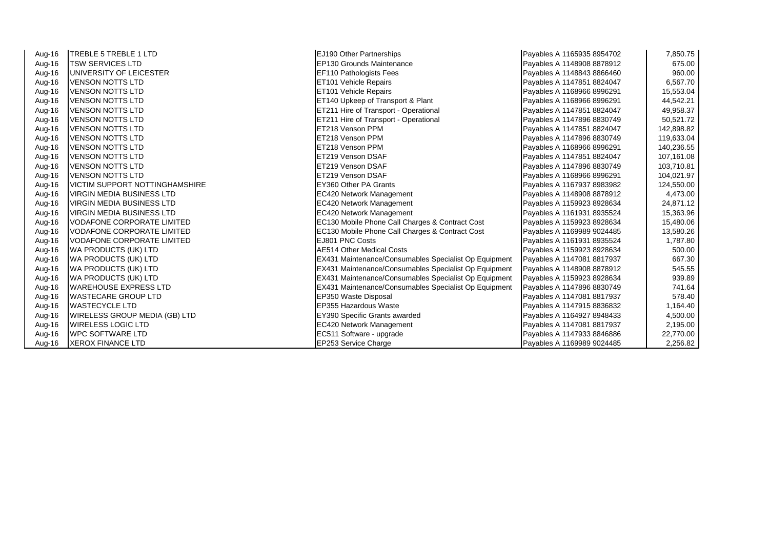| | | | | |
|---|---|---|---|---|
| Aug-16 | TREBLE 5 TREBLE 1 LTD | EJ190 Other Partnerships | Payables A 1165935 8954702 | 7,850.75 |
| Aug-16 | TSW SERVICES LTD | EP130 Grounds Maintenance | Payables A 1148908 8878912 | 675.00 |
| Aug-16 | UNIVERSITY OF LEICESTER | EF110 Pathologists Fees | Payables A 1148843 8866460 | 960.00 |
| Aug-16 | VENSON NOTTS LTD | ET101 Vehicle Repairs | Payables A 1147851 8824047 | 6,567.70 |
| Aug-16 | VENSON NOTTS LTD | ET101 Vehicle Repairs | Payables A 1168966 8996291 | 15,553.04 |
| Aug-16 | VENSON NOTTS LTD | ET140 Upkeep of Transport & Plant | Payables A 1168966 8996291 | 44,542.21 |
| Aug-16 | VENSON NOTTS LTD | ET211 Hire of Transport - Operational | Payables A 1147851 8824047 | 49,958.37 |
| Aug-16 | VENSON NOTTS LTD | ET211 Hire of Transport - Operational | Payables A 1147896 8830749 | 50,521.72 |
| Aug-16 | VENSON NOTTS LTD | ET218 Venson PPM | Payables A 1147851 8824047 | 142,898.82 |
| Aug-16 | VENSON NOTTS LTD | ET218 Venson PPM | Payables A 1147896 8830749 | 119,633.04 |
| Aug-16 | VENSON NOTTS LTD | ET218 Venson PPM | Payables A 1168966 8996291 | 140,236.55 |
| Aug-16 | VENSON NOTTS LTD | ET219 Venson DSAF | Payables A 1147851 8824047 | 107,161.08 |
| Aug-16 | VENSON NOTTS LTD | ET219 Venson DSAF | Payables A 1147896 8830749 | 103,710.81 |
| Aug-16 | VENSON NOTTS LTD | ET219 Venson DSAF | Payables A 1168966 8996291 | 104,021.97 |
| Aug-16 | VICTIM SUPPORT NOTTINGHAMSHIRE | EY360 Other PA Grants | Payables A 1167937 8983982 | 124,550.00 |
| Aug-16 | VIRGIN MEDIA BUSINESS LTD | EC420 Network Management | Payables A 1148908 8878912 | 4,473.00 |
| Aug-16 | VIRGIN MEDIA BUSINESS LTD | EC420 Network Management | Payables A 1159923 8928634 | 24,871.12 |
| Aug-16 | VIRGIN MEDIA BUSINESS LTD | EC420 Network Management | Payables A 1161931 8935524 | 15,363.96 |
| Aug-16 | VODAFONE CORPORATE LIMITED | EC130 Mobile Phone Call Charges & Contract Cost | Payables A 1159923 8928634 | 15,480.06 |
| Aug-16 | VODAFONE CORPORATE LIMITED | EC130 Mobile Phone Call Charges & Contract Cost | Payables A 1169989 9024485 | 13,580.26 |
| Aug-16 | VODAFONE CORPORATE LIMITED | EJ801 PNC Costs | Payables A 1161931 8935524 | 1,787.80 |
| Aug-16 | WA PRODUCTS (UK) LTD | AE514 Other Medical Costs | Payables A 1159923 8928634 | 500.00 |
| Aug-16 | WA PRODUCTS (UK) LTD | EX431 Maintenance/Consumables Specialist Op Equipment | Payables A 1147081 8817937 | 667.30 |
| Aug-16 | WA PRODUCTS (UK) LTD | EX431 Maintenance/Consumables Specialist Op Equipment | Payables A 1148908 8878912 | 545.55 |
| Aug-16 | WA PRODUCTS (UK) LTD | EX431 Maintenance/Consumables Specialist Op Equipment | Payables A 1159923 8928634 | 939.89 |
| Aug-16 | WAREHOUSE EXPRESS LTD | EX431 Maintenance/Consumables Specialist Op Equipment | Payables A 1147896 8830749 | 741.64 |
| Aug-16 | WASTECARE GROUP LTD | EP350 Waste Disposal | Payables A 1147081 8817937 | 578.40 |
| Aug-16 | WASTECYCLE LTD | EP355 Hazardous Waste | Payables A 1147915 8836832 | 1,164.40 |
| Aug-16 | WIRELESS GROUP MEDIA (GB) LTD | EY390 Specific Grants awarded | Payables A 1164927 8948433 | 4,500.00 |
| Aug-16 | WIRELESS LOGIC LTD | EC420 Network Management | Payables A 1147081 8817937 | 2,195.00 |
| Aug-16 | WPC SOFTWARE LTD | EC511 Software - upgrade | Payables A 1147933 8846886 | 22,770.00 |
| Aug-16 | XEROX FINANCE LTD | EP253 Service Charge | Payables A 1169989 9024485 | 2,256.82 |